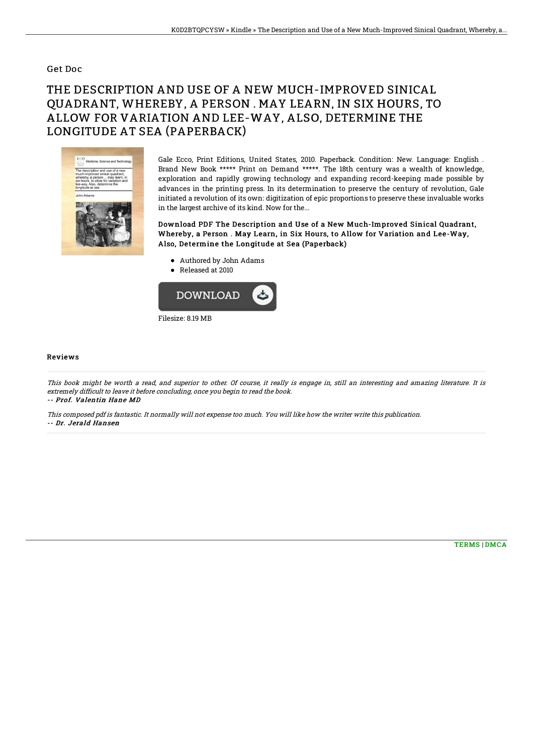Get Doc

# THE DESCRIPTION AND USE OF A NEW MUCH-IMPROVED SINICAL QUADRANT, WHEREBY, A PERSON . MAY LEARN, IN SIX HOURS, TO ALLOW FOR VARIATION AND LEE-WAY, ALSO, DETERMINE THE LONGITUDE AT SEA (PAPERBACK)

Gale Ecco, Print Editions, United States, 2010. Paperback. Condition: New. Language: English . Brand New Book ***** Print on Demand *****. The 18th century was a wealth of knowledge, exploration and rapidly growing technology and expanding record-keeping made possible by advances in the printing press. In its determination to preserve the century of revolution, Gale initiated a revolution of its own: digitization of epic proportions to preserve these invaluable works in the largest archive of its kind. Now for the...

**Download PDF The Description and Use of a New Much-Improved Sinical Quadrant, Whereby, a Person . May Learn, in Six Hours, to Allow for Variation and Lee-Way, Also, Determine the Longitude at Sea (Paperback)**

- Authored by John Adams
- Released at 2010

Filesize: 8.19 MB

## Reviews

*This book might be worth a read, and superior to other. Of course, it really is engage in, still an interesting and amazing literature. It is extremely difficult to leave it before concluding, once you begin to read the book.*

*-- Prof. Valentin Hane MD*

*This composed pdf is fantastic. It normally will not expense too much. You will like how the writer write this publication.*

*-- Dr. Jerald Hansen*

TERMS | DMCA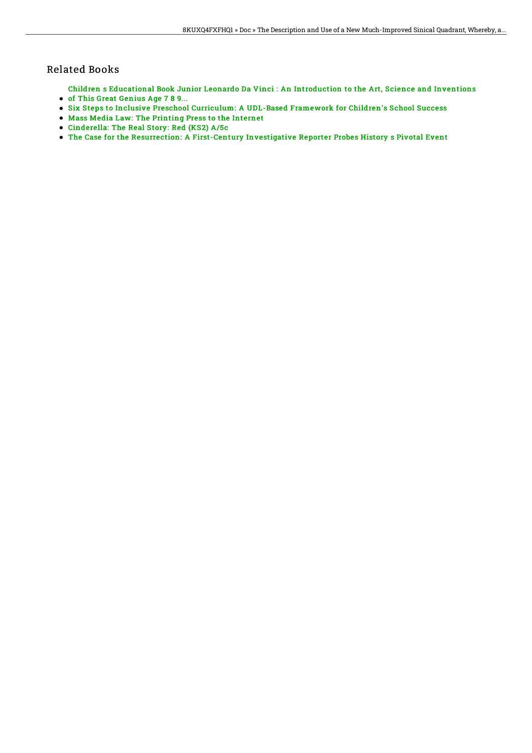## Related Books

- Children s Educational Book Junior Leonardo Da Vinci : An Introduction to the Art, Science and Inventions of This Great Genius Age 7 8 9...
- Six Steps to Inclusive Preschool Curriculum: A UDL-Based Framework for Children's School Success
- Mass Media Law: The Printing Press to the Internet
- Cinderella: The Real Story: Red (KS2) A/5c
- The Case for the Resurrection: A First-Century Investigative Reporter Probes History s Pivotal Event